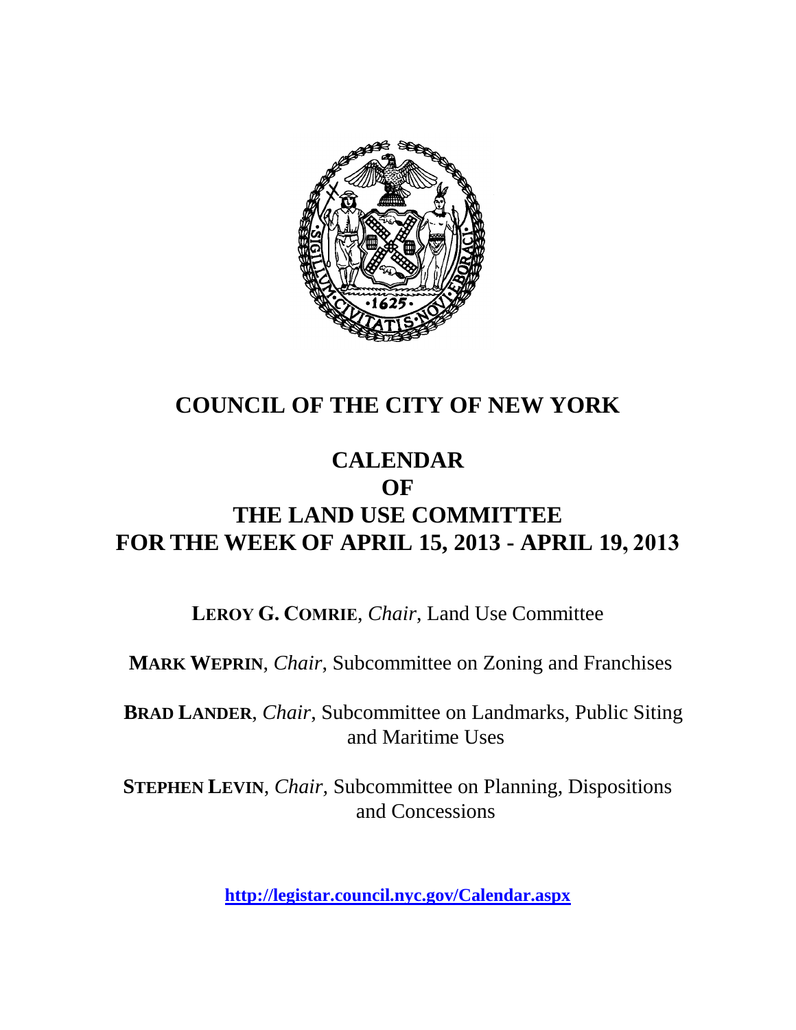# COUNCIL OF THE CITY OF NEW YORK

## CALENDAR
## OF
## THE LAND USE COMMITTEE
## FOR THE WEEK OF APRIL 15, 2013 - APRIL 19, 2013

**LEROY G. COMRIE**, *Chair*, Land Use Committee

**MARK WEPRIN**, *Chair*, Subcommittee on Zoning and Franchises

**BRAD LANDER**, *Chair*, Subcommittee on Landmarks, Public Siting and Maritime Uses

**STEPHEN LEVIN**, *Chair*, Subcommittee on Planning, Dispositions and Concessions

**http://legistar.council.nyc.gov/Calendar.aspx**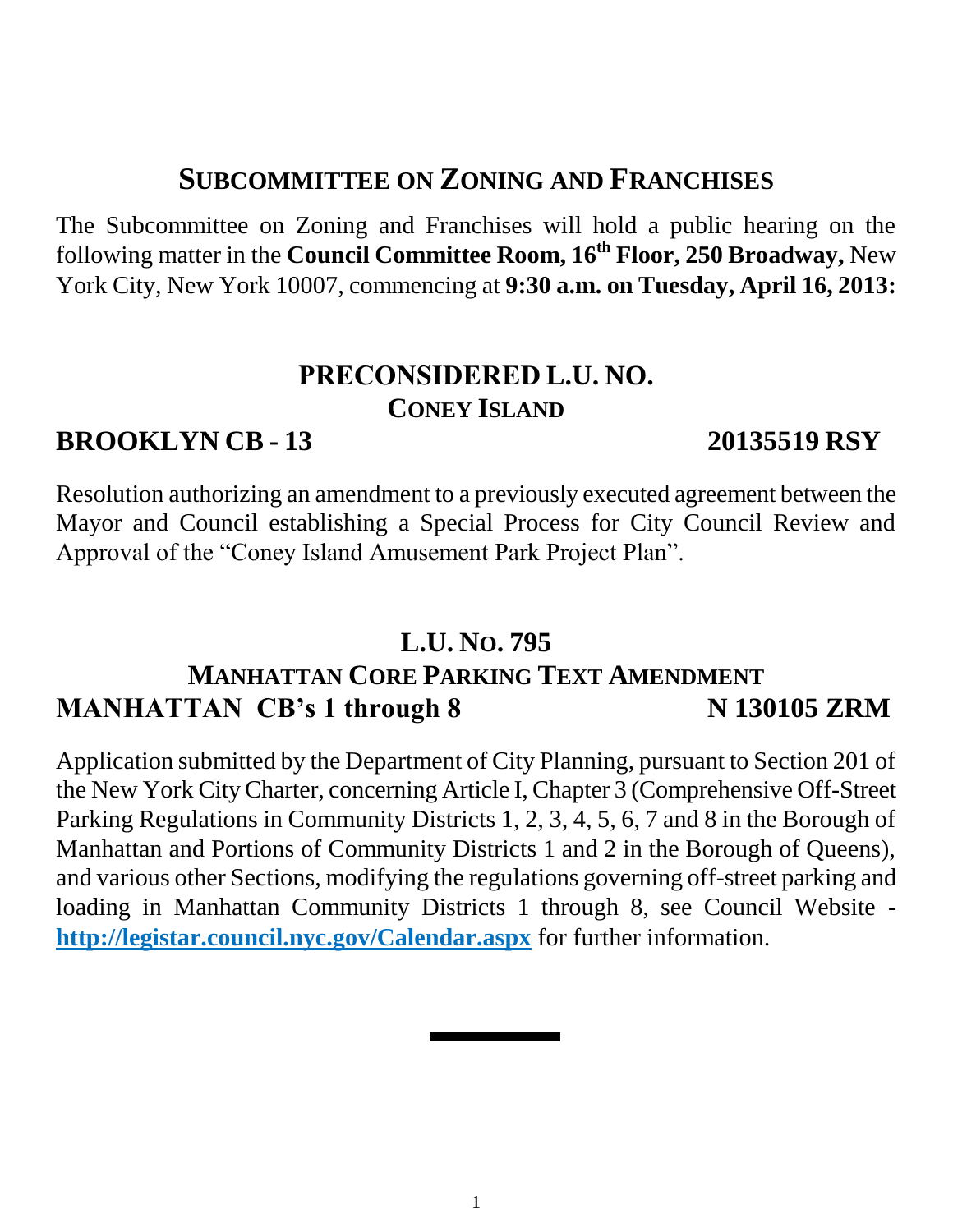## SUBCOMMITTEE ON ZONING AND FRANCHISES

The Subcommittee on Zoning and Franchises will hold a public hearing on the following matter in the **Council Committee Room, 16th Floor, 250 Broadway,** New York City, New York 10007, commencing at **9:30 a.m. on Tuesday, April 16, 2013:**

### PRECONSIDERED L.U. NO.
### CONEY ISLAND

**BROOKLYN CB - 13** **20135519 RSY**

Resolution authorizing an amendment to a previously executed agreement between the Mayor and Council establishing a Special Process for City Council Review and Approval of the "Coney Island Amusement Park Project Plan".

### L.U. NO. 795
### MANHATTAN CORE PARKING TEXT AMENDMENT

**MANHATTAN CB's 1 through 8** **N 130105 ZRM**

Application submitted by the Department of City Planning, pursuant to Section 201 of the New York City Charter, concerning Article I, Chapter 3 (Comprehensive Off-Street Parking Regulations in Community Districts 1, 2, 3, 4, 5, 6, 7 and 8 in the Borough of Manhattan and Portions of Community Districts 1 and 2 in the Borough of Queens), and various other Sections, modifying the regulations governing off-street parking and loading in Manhattan Community Districts 1 through 8, see Council Website - **http://legistar.council.nyc.gov/Calendar.aspx** for further information.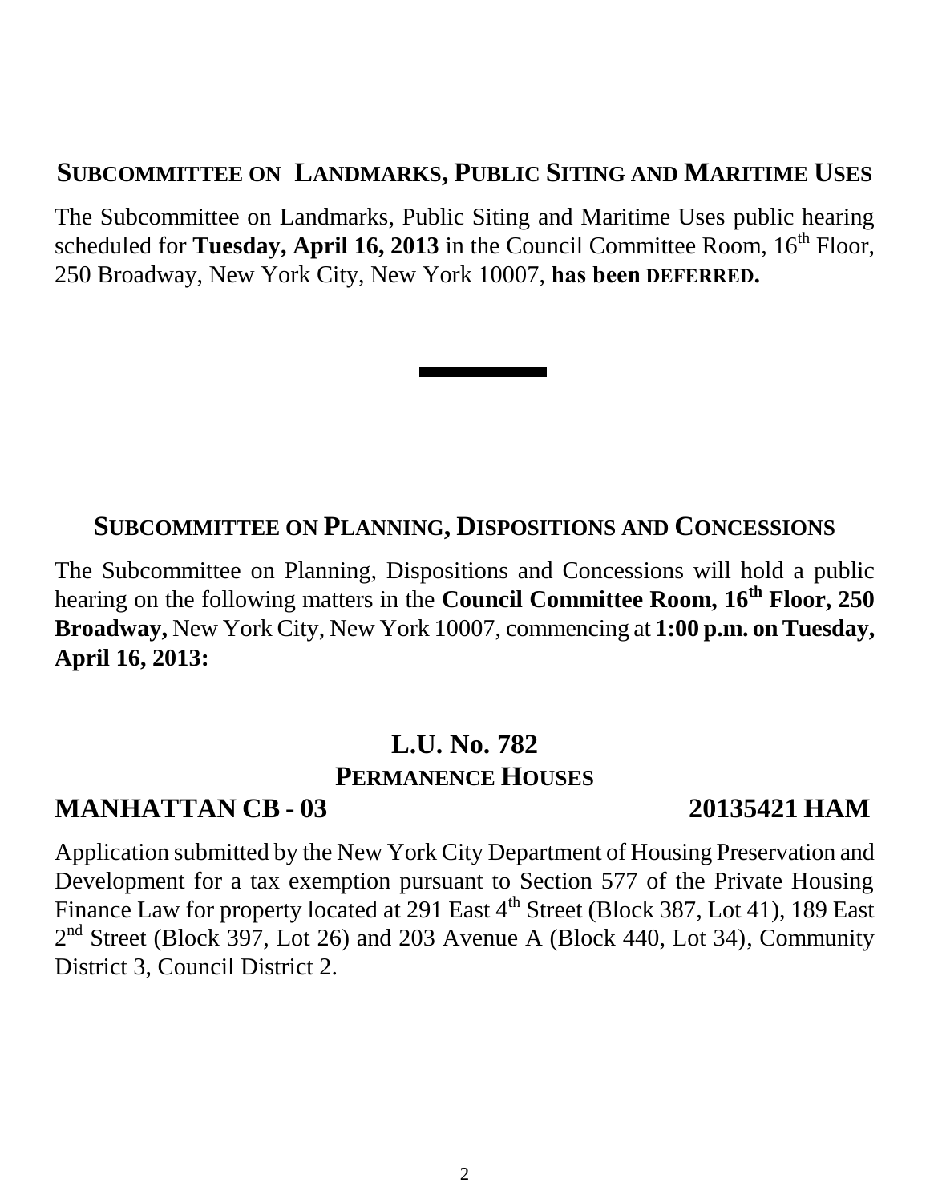## SUBCOMMITTEE ON LANDMARKS, PUBLIC SITING AND MARITIME USES

The Subcommittee on Landmarks, Public Siting and Maritime Uses public hearing scheduled for **Tuesday, April 16, 2013** in the Council Committee Room, 16th Floor, 250 Broadway, New York City, New York 10007, **has been DEFERRED.**

---

## SUBCOMMITTEE ON PLANNING, DISPOSITIONS AND CONCESSIONS

The Subcommittee on Planning, Dispositions and Concessions will hold a public hearing on the following matters in the **Council Committee Room, 16th Floor, 250 Broadway,** New York City, New York 10007, commencing at **1:00 p.m. on Tuesday, April 16, 2013:**

### L.U. No. 782
### PERMANENCE HOUSES

**MANHATTAN CB - 03** **20135421 HAM**

Application submitted by the New York City Department of Housing Preservation and Development for a tax exemption pursuant to Section 577 of the Private Housing Finance Law for property located at 291 East 4th Street (Block 387, Lot 41), 189 East 2nd Street (Block 397, Lot 26) and 203 Avenue A (Block 440, Lot 34), Community District 3, Council District 2.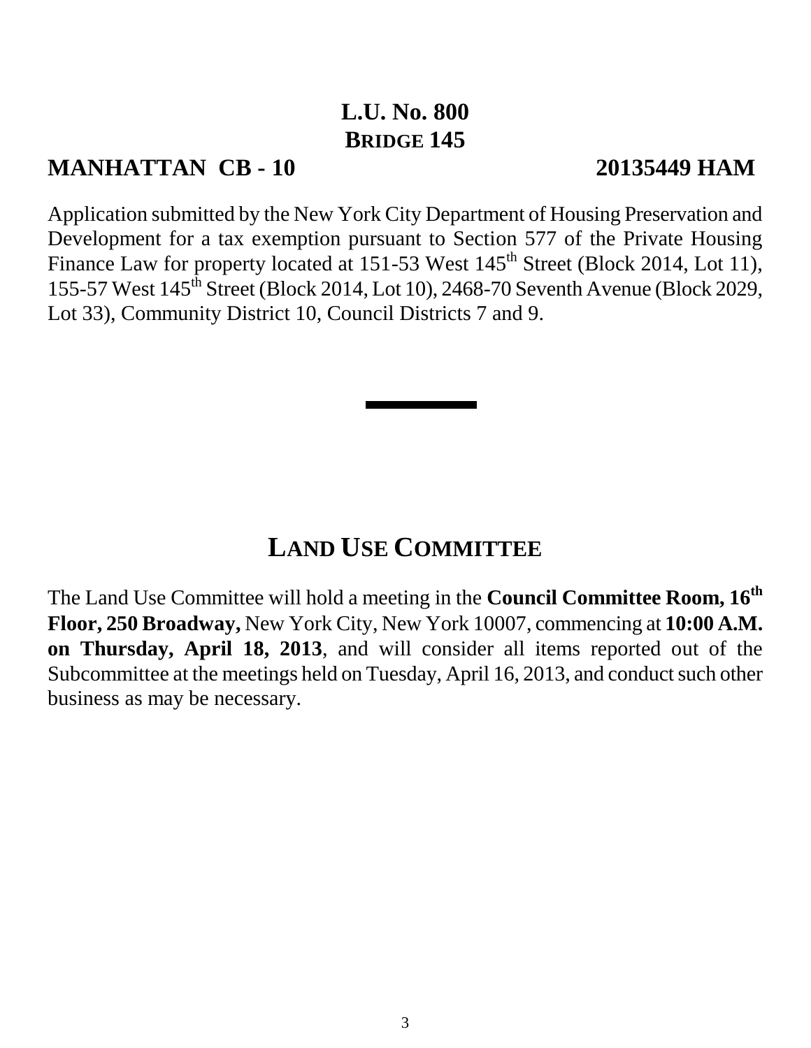**L.U. No. 800**

**BRIDGE 145**

**MANHATTAN CB - 10** **20135449 HAM**

Application submitted by the New York City Department of Housing Preservation and Development for a tax exemption pursuant to Section 577 of the Private Housing Finance Law for property located at 151-53 West 145th Street (Block 2014, Lot 11), 155-57 West 145th Street (Block 2014, Lot 10), 2468-70 Seventh Avenue (Block 2029, Lot 33), Community District 10, Council Districts 7 and 9.

---

## LAND USE COMMITTEE

The Land Use Committee will hold a meeting in the **Council Committee Room, 16th Floor, 250 Broadway,** New York City, New York 10007, commencing at **10:00 A.M. on Thursday, April 18, 2013**, and will consider all items reported out of the Subcommittee at the meetings held on Tuesday, April 16, 2013, and conduct such other business as may be necessary.